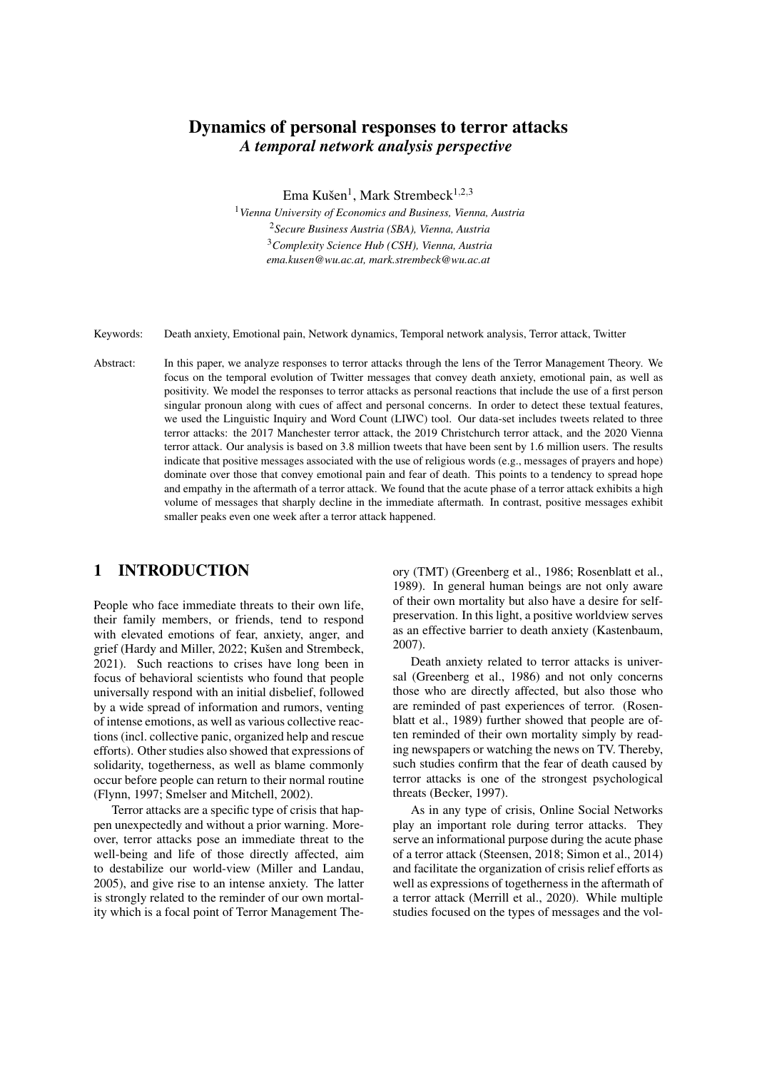# Dynamics of personal responses to terror attacks

***A temporal network analysis perspective***

Ema Kušen[1], Mark Strembeck[1,2,3]

[1]*Vienna University of Economics and Business, Vienna, Austria*
[2]*Secure Business Austria (SBA), Vienna, Austria*
[3]*Complexity Science Hub (CSH), Vienna, Austria*
*ema.kusen@wu.ac.at, mark.strembeck@wu.ac.at*

Keywords: Death anxiety, Emotional pain, Network dynamics, Temporal network analysis, Terror attack, Twitter

Abstract: In this paper, we analyze responses to terror attacks through the lens of the Terror Management Theory. We focus on the temporal evolution of Twitter messages that convey death anxiety, emotional pain, as well as positivity. We model the responses to terror attacks as personal reactions that include the use of a first person singular pronoun along with cues of affect and personal concerns. In order to detect these textual features, we used the Linguistic Inquiry and Word Count (LIWC) tool. Our data-set includes tweets related to three terror attacks: the 2017 Manchester terror attack, the 2019 Christchurch terror attack, and the 2020 Vienna terror attack. Our analysis is based on 3.8 million tweets that have been sent by 1.6 million users. The results indicate that positive messages associated with the use of religious words (e.g., messages of prayers and hope) dominate over those that convey emotional pain and fear of death. This points to a tendency to spread hope and empathy in the aftermath of a terror attack. We found that the acute phase of a terror attack exhibits a high volume of messages that sharply decline in the immediate aftermath. In contrast, positive messages exhibit smaller peaks even one week after a terror attack happened.

## 1 INTRODUCTION

People who face immediate threats to their own life, their family members, or friends, tend to respond with elevated emotions of fear, anxiety, anger, and grief (Hardy and Miller, 2022; Kušen and Strembeck, 2021). Such reactions to crises have long been in focus of behavioral scientists who found that people universally respond with an initial disbelief, followed by a wide spread of information and rumors, venting of intense emotions, as well as various collective reactions (incl. collective panic, organized help and rescue efforts). Other studies also showed that expressions of solidarity, togetherness, as well as blame commonly occur before people can return to their normal routine (Flynn, 1997; Smelser and Mitchell, 2002).

Terror attacks are a specific type of crisis that happen unexpectedly and without a prior warning. Moreover, terror attacks pose an immediate threat to the well-being and life of those directly affected, aim to destabilize our world-view (Miller and Landau, 2005), and give rise to an intense anxiety. The latter is strongly related to the reminder of our own mortality which is a focal point of Terror Management Theory (TMT) (Greenberg et al., 1986; Rosenblatt et al., 1989). In general human beings are not only aware of their own mortality but also have a desire for self-preservation. In this light, a positive worldview serves as an effective barrier to death anxiety (Kastenbaum, 2007).

Death anxiety related to terror attacks is universal (Greenberg et al., 1986) and not only concerns those who are directly affected, but also those who are reminded of past experiences of terror. (Rosenblatt et al., 1989) further showed that people are often reminded of their own mortality simply by reading newspapers or watching the news on TV. Thereby, such studies confirm that the fear of death caused by terror attacks is one of the strongest psychological threats (Becker, 1997).

As in any type of crisis, Online Social Networks play an important role during terror attacks. They serve an informational purpose during the acute phase of a terror attack (Steensen, 2018; Simon et al., 2014) and facilitate the organization of crisis relief efforts as well as expressions of togetherness in the aftermath of a terror attack (Merrill et al., 2020). While multiple studies focused on the types of messages and the vol-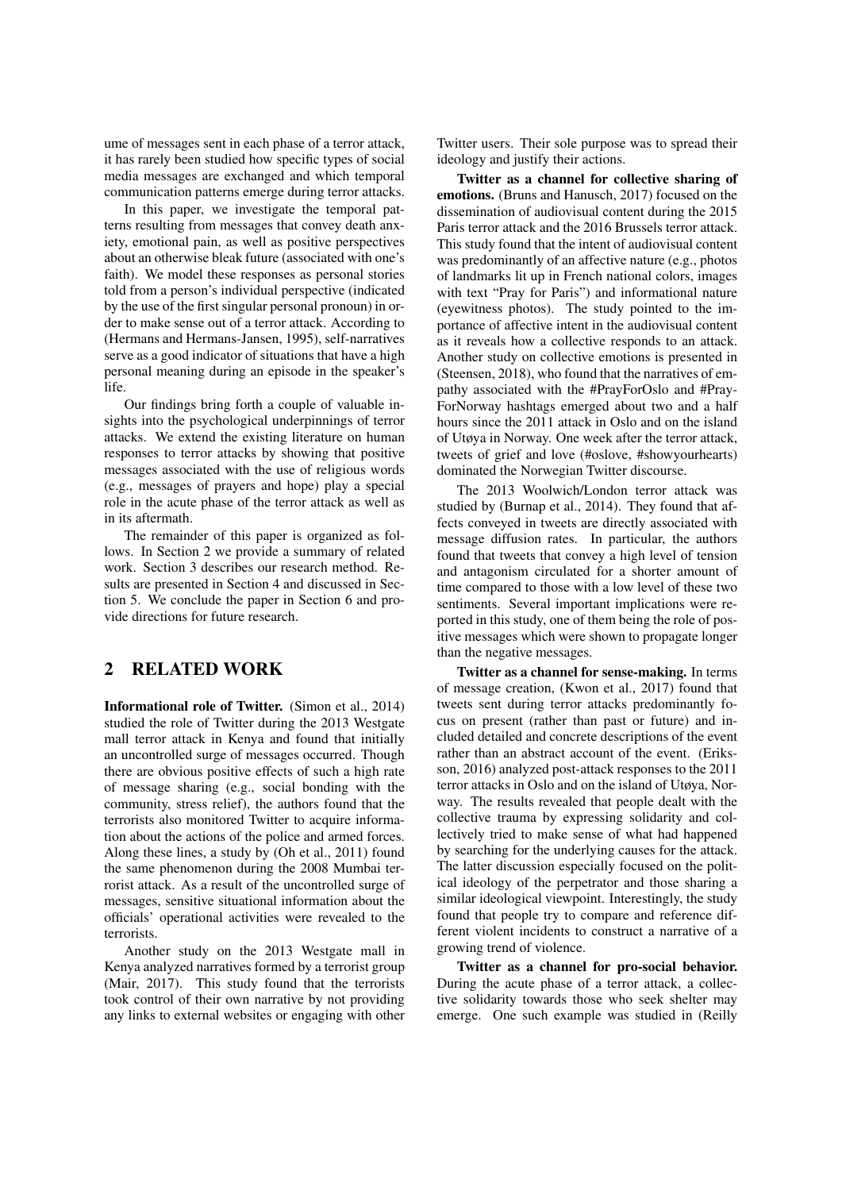ume of messages sent in each phase of a terror attack, it has rarely been studied how specific types of social media messages are exchanged and which temporal communication patterns emerge during terror attacks.

In this paper, we investigate the temporal patterns resulting from messages that convey death anxiety, emotional pain, as well as positive perspectives about an otherwise bleak future (associated with one's faith). We model these responses as personal stories told from a person's individual perspective (indicated by the use of the first singular personal pronoun) in order to make sense out of a terror attack. According to (Hermans and Hermans-Jansen, 1995), self-narratives serve as a good indicator of situations that have a high personal meaning during an episode in the speaker's life.

Our findings bring forth a couple of valuable insights into the psychological underpinnings of terror attacks. We extend the existing literature on human responses to terror attacks by showing that positive messages associated with the use of religious words (e.g., messages of prayers and hope) play a special role in the acute phase of the terror attack as well as in its aftermath.

The remainder of this paper is organized as follows. In Section 2 we provide a summary of related work. Section 3 describes our research method. Results are presented in Section 4 and discussed in Section 5. We conclude the paper in Section 6 and provide directions for future research.

## 2 RELATED WORK

**Informational role of Twitter.** (Simon et al., 2014) studied the role of Twitter during the 2013 Westgate mall terror attack in Kenya and found that initially an uncontrolled surge of messages occurred. Though there are obvious positive effects of such a high rate of message sharing (e.g., social bonding with the community, stress relief), the authors found that the terrorists also monitored Twitter to acquire information about the actions of the police and armed forces. Along these lines, a study by (Oh et al., 2011) found the same phenomenon during the 2008 Mumbai terrorist attack. As a result of the uncontrolled surge of messages, sensitive situational information about the officials' operational activities were revealed to the terrorists.

Another study on the 2013 Westgate mall in Kenya analyzed narratives formed by a terrorist group (Mair, 2017). This study found that the terrorists took control of their own narrative by not providing any links to external websites or engaging with other Twitter users. Their sole purpose was to spread their ideology and justify their actions.

**Twitter as a channel for collective sharing of emotions.** (Bruns and Hanusch, 2017) focused on the dissemination of audiovisual content during the 2015 Paris terror attack and the 2016 Brussels terror attack. This study found that the intent of audiovisual content was predominantly of an affective nature (e.g., photos of landmarks lit up in French national colors, images with text "Pray for Paris") and informational nature (eyewitness photos). The study pointed to the importance of affective intent in the audiovisual content as it reveals how a collective responds to an attack. Another study on collective emotions is presented in (Steensen, 2018), who found that the narratives of empathy associated with the #PrayForOslo and #PrayForNorway hashtags emerged about two and a half hours since the 2011 attack in Oslo and on the island of Utøya in Norway. One week after the terror attack, tweets of grief and love (#oslove, #showyourhearts) dominated the Norwegian Twitter discourse.

The 2013 Woolwich/London terror attack was studied by (Burnap et al., 2014). They found that affects conveyed in tweets are directly associated with message diffusion rates. In particular, the authors found that tweets that convey a high level of tension and antagonism circulated for a shorter amount of time compared to those with a low level of these two sentiments. Several important implications were reported in this study, one of them being the role of positive messages which were shown to propagate longer than the negative messages.

**Twitter as a channel for sense-making.** In terms of message creation, (Kwon et al., 2017) found that tweets sent during terror attacks predominantly focus on present (rather than past or future) and included detailed and concrete descriptions of the event rather than an abstract account of the event. (Eriksson, 2016) analyzed post-attack responses to the 2011 terror attacks in Oslo and on the island of Utøya, Norway. The results revealed that people dealt with the collective trauma by expressing solidarity and collectively tried to make sense of what had happened by searching for the underlying causes for the attack. The latter discussion especially focused on the political ideology of the perpetrator and those sharing a similar ideological viewpoint. Interestingly, the study found that people try to compare and reference different violent incidents to construct a narrative of a growing trend of violence.

**Twitter as a channel for pro-social behavior.** During the acute phase of a terror attack, a collective solidarity towards those who seek shelter may emerge. One such example was studied in (Reilly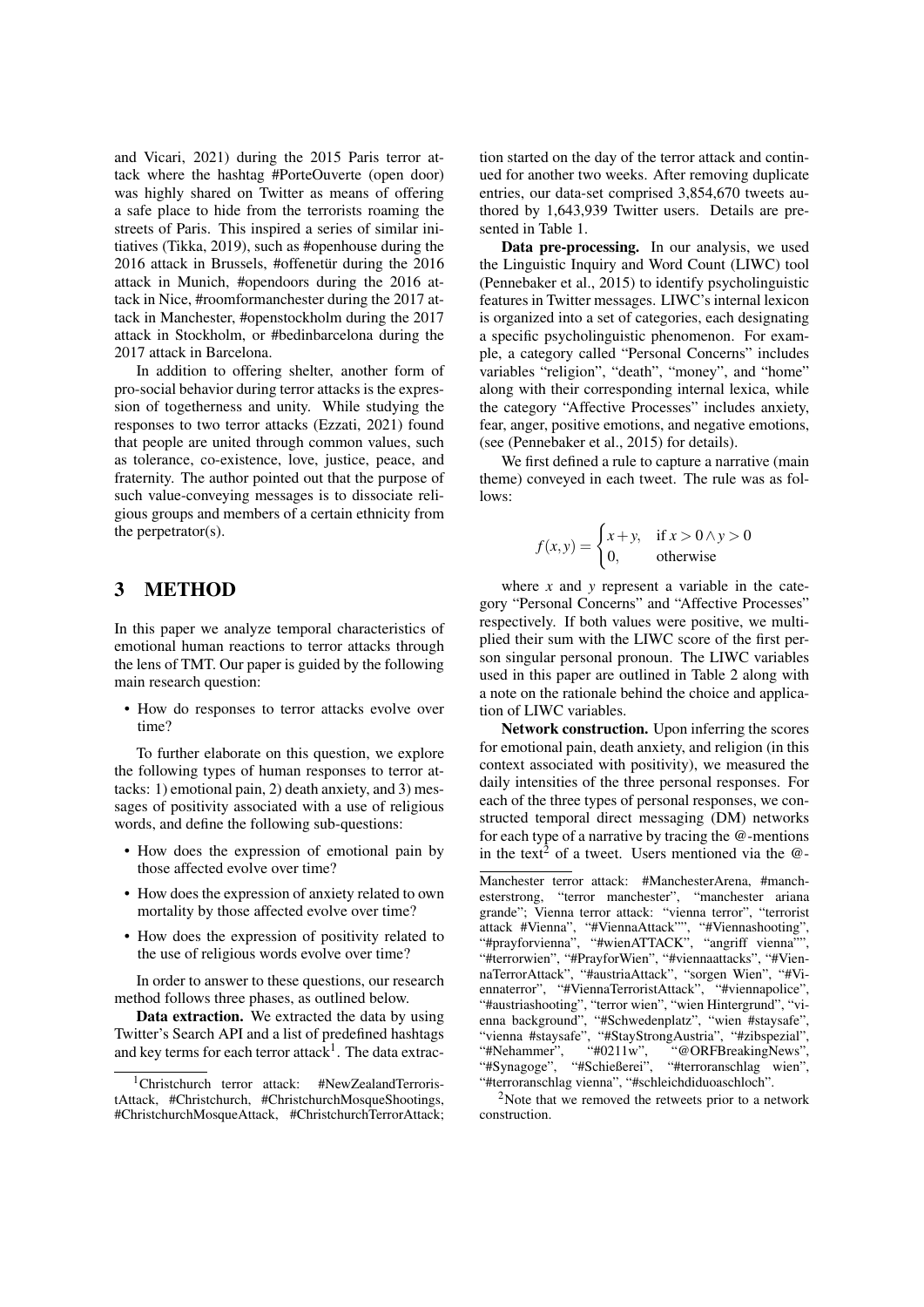and Vicari, 2021) during the 2015 Paris terror attack where the hashtag #PorteOuverte (open door) was highly shared on Twitter as means of offering a safe place to hide from the terrorists roaming the streets of Paris. This inspired a series of similar initiatives (Tikka, 2019), such as #openhouse during the 2016 attack in Brussels, #offenetür during the 2016 attack in Munich, #opendoors during the 2016 attack in Nice, #roomformanchester during the 2017 attack in Manchester, #openstockholm during the 2017 attack in Stockholm, or #bedinbarcelona during the 2017 attack in Barcelona.

In addition to offering shelter, another form of pro-social behavior during terror attacks is the expression of togetherness and unity. While studying the responses to two terror attacks (Ezzati, 2021) found that people are united through common values, such as tolerance, co-existence, love, justice, peace, and fraternity. The author pointed out that the purpose of such value-conveying messages is to dissociate religious groups and members of a certain ethnicity from the perpetrator(s).

## 3 METHOD

In this paper we analyze temporal characteristics of emotional human reactions to terror attacks through the lens of TMT. Our paper is guided by the following main research question:

- How do responses to terror attacks evolve over time?

To further elaborate on this question, we explore the following types of human responses to terror attacks: 1) emotional pain, 2) death anxiety, and 3) messages of positivity associated with a use of religious words, and define the following sub-questions:

- How does the expression of emotional pain by those affected evolve over time?
- How does the expression of anxiety related to own mortality by those affected evolve over time?
- How does the expression of positivity related to the use of religious words evolve over time?

In order to answer to these questions, our research method follows three phases, as outlined below.

**Data extraction.** We extracted the data by using Twitter's Search API and a list of predefined hashtags and key terms for each terror attack[1]. The data extraction started on the day of the terror attack and continued for another two weeks. After removing duplicate entries, our data-set comprised 3,854,670 tweets authored by 1,643,939 Twitter users. Details are presented in Table 1.

**Data pre-processing.** In our analysis, we used the Linguistic Inquiry and Word Count (LIWC) tool (Pennebaker et al., 2015) to identify psycholinguistic features in Twitter messages. LIWC's internal lexicon is organized into a set of categories, each designating a specific psycholinguistic phenomenon. For example, a category called "Personal Concerns" includes variables "religion", "death", "money", and "home" along with their corresponding internal lexica, while the category "Affective Processes" includes anxiety, fear, anger, positive emotions, and negative emotions, (see (Pennebaker et al., 2015) for details).

We first defined a rule to capture a narrative (main theme) conveyed in each tweet. The rule was as follows:

$$f(x,y) = \begin{cases} x+y, & \text{if } x > 0 \land y > 0 \\ 0, & \text{otherwise} \end{cases}$$

where $x$ and $y$ represent a variable in the category "Personal Concerns" and "Affective Processes" respectively. If both values were positive, we multiplied their sum with the LIWC score of the first person singular personal pronoun. The LIWC variables used in this paper are outlined in Table 2 along with a note on the rationale behind the choice and application of LIWC variables.

**Network construction.** Upon inferring the scores for emotional pain, death anxiety, and religion (in this context associated with positivity), we measured the daily intensities of the three personal responses. For each of the three types of personal responses, we constructed temporal direct messaging (DM) networks for each type of a narrative by tracing the @-mentions in the text[2] of a tweet. Users mentioned via the @-

[1] Christchurch terror attack: #NewZealandTerroristAttack, #Christchurch, #ChristchurchMosqueShootings, #ChristchurchMosqueAttack, #ChristchurchTerrorAttack; Manchester terror attack: #ManchesterArena, #manchesterstrong, "terror manchester", "manchester ariana grande"; Vienna terror attack: "vienna terror", "terrorist attack #Vienna", "#ViennaAttack"", "#Viennashooting", "#prayforvienna", "#wienATTACK", "angriff vienna"", "#terrorwien", "#PrayforWien", "#viennaattacks", "#ViennaTerrorAttack", "#austriaAttack", "sorgen Wien", "#Viennaterror", "#ViennaTerroristAttack", "#viennapolice", "#austriashooting", "terror wien", "wien Hintergrund", "vienna background", "#Schwedenplatz", "wien #staysafe", "vienna #staysafe", "#StayStrongAustria", "#zibspezial", "#Nehammer", "#0211w", "@ORFBreakingNews", "#Synagoge", "#Schießerei", "#terroranschlag wien", "#terroranschlag vienna", "#schleichdiduoaschloch".

[2] Note that we removed the retweets prior to a network construction.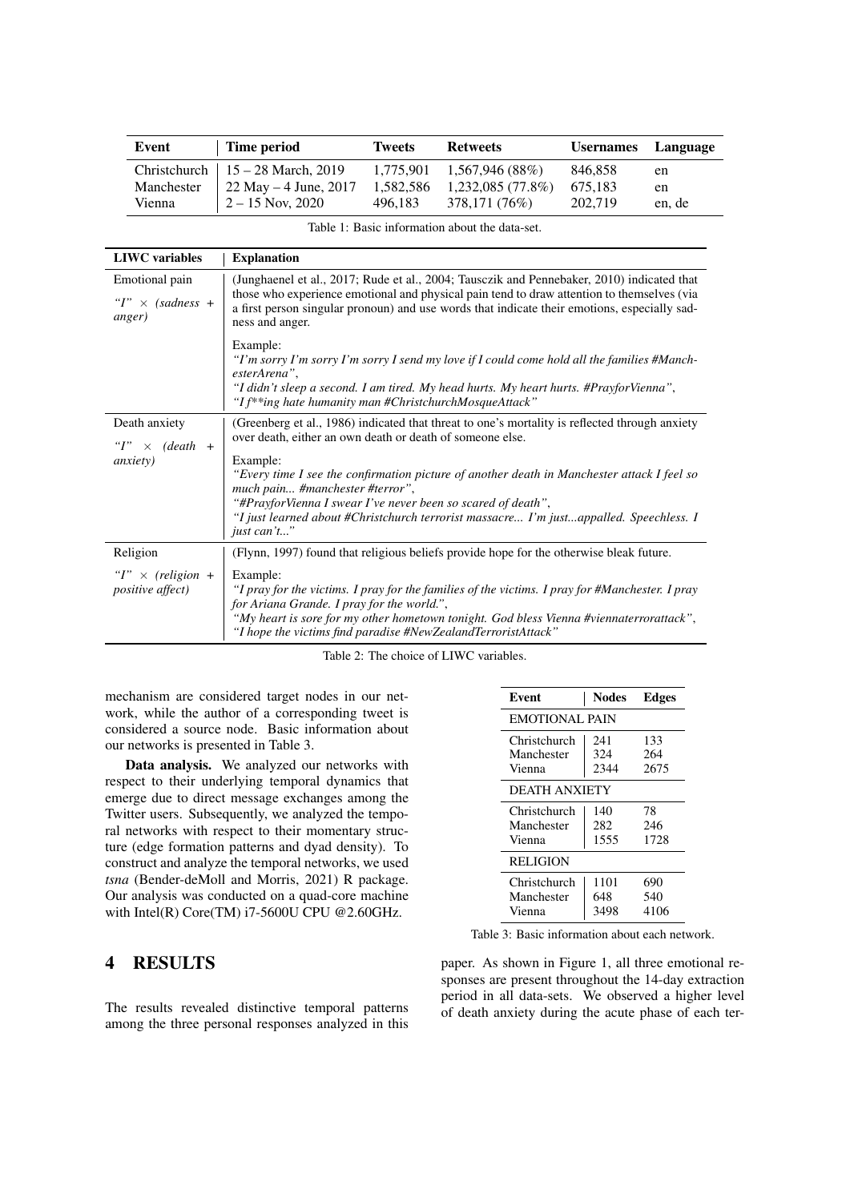| Event | Time period | Tweets | Retweets | Usernames | Language |
|---|---|---|---|---|---|
| Christchurch | 15 – 28 March, 2019 | 1,775,901 | 1,567,946 (88%) | 846,858 | en |
| Manchester | 22 May – 4 June, 2017 | 1,582,586 | 1,232,085 (77.8%) | 675,183 | en |
| Vienna | 2 – 15 Nov, 2020 | 496,183 | 378,171 (76%) | 202,719 | en, de |

Table 1: Basic information about the data-set.

| LIWC variables | Explanation |
|---|---|
| Emotional pain<br>*"I" × (sadness + anger)* | (Junghaenel et al., 2017; Rude et al., 2004; Tausczik and Pennebaker, 2010) indicated that those who experience emotional and physical pain tend to draw attention to themselves (via a first person singular pronoun) and use words that indicate their emotions, especially sadness and anger.<br><br>Example:<br>*"I'm sorry I'm sorry I'm sorry I send my love if I could come hold all the families #ManchesterArena"*,<br>*"I didn't sleep a second. I am tired. My head hurts. My heart hurts. #PrayforVienna"*,<br>*"I f**ing hate humanity man #ChristchurchMosqueAttack"* |
| Death anxiety<br>*"I" × (death + anxiety)* | (Greenberg et al., 1986) indicated that threat to one's mortality is reflected through anxiety over death, either an own death or death of someone else.<br><br>Example:<br>*"Every time I see the confirmation picture of another death in Manchester attack I feel so much pain... #manchester #terror"*,<br>*"#PrayforVienna I swear I've never been so scared of death"*,<br>*"I just learned about #Christchurch terrorist massacre... I'm just...appalled. Speechless. I just can't..."* |
| Religion<br>*"I" × (religion + positive affect)* | (Flynn, 1997) found that religious beliefs provide hope for the otherwise bleak future.<br><br>Example:<br>*"I pray for the victims. I pray for the families of the victims. I pray for #Manchester. I pray for Ariana Grande. I pray for the world."*,<br>*"My heart is sore for my other hometown tonight. God bless Vienna #viennaterrorattack"*,<br>*"I hope the victims find paradise #NewZealandTerroristAttack"* |

Table 2: The choice of LIWC variables.

mechanism are considered target nodes in our network, while the author of a corresponding tweet is considered a source node. Basic information about our networks is presented in Table 3.

**Data analysis.** We analyzed our networks with respect to their underlying temporal dynamics that emerge due to direct message exchanges among the Twitter users. Subsequently, we analyzed the temporal networks with respect to their momentary structure (edge formation patterns and dyad density). To construct and analyze the temporal networks, we used *tsna* (Bender-deMoll and Morris, 2021) R package. Our analysis was conducted on a quad-core machine with Intel(R) Core(TM) i7-5600U CPU @2.60GHz.

| Event | Nodes | Edges |
|---|---|---|
| EMOTIONAL PAIN | | |
| Christchurch | 241 | 133 |
| Manchester | 324 | 264 |
| Vienna | 2344 | 2675 |
| DEATH ANXIETY | | |
| Christchurch | 140 | 78 |
| Manchester | 282 | 246 |
| Vienna | 1555 | 1728 |
| RELIGION | | |
| Christchurch | 1101 | 690 |
| Manchester | 648 | 540 |
| Vienna | 3498 | 4106 |

Table 3: Basic information about each network.

# 4 RESULTS

The results revealed distinctive temporal patterns among the three personal responses analyzed in this paper. As shown in Figure 1, all three emotional responses are present throughout the 14-day extraction period in all data-sets. We observed a higher level of death anxiety during the acute phase of each ter-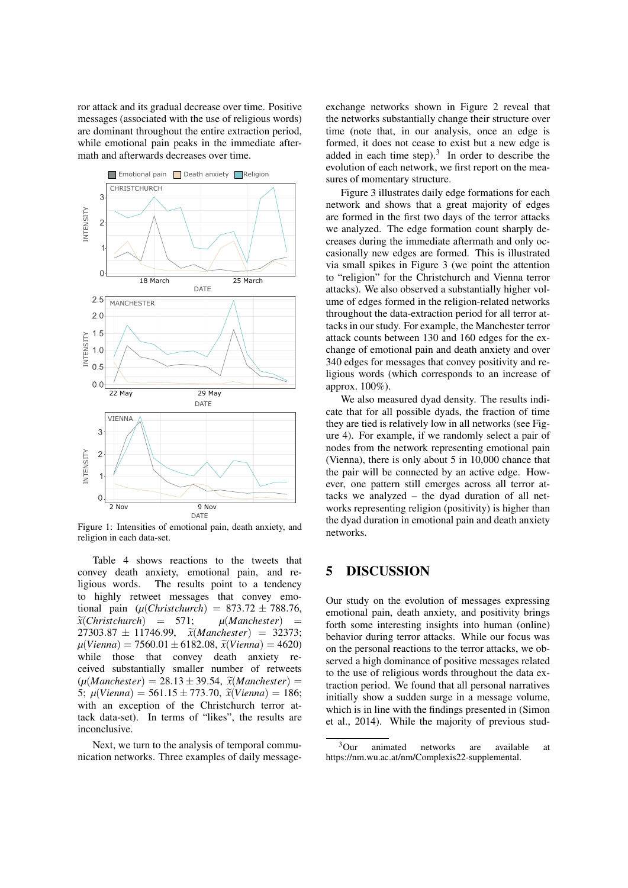ror attack and its gradual decrease over time. Positive messages (associated with the use of religious words) are dominant throughout the entire extraction period, while emotional pain peaks in the immediate aftermath and afterwards decreases over time.

Figure 1: Intensities of emotional pain, death anxiety, and religion in each data-set.

Table 4 shows reactions to the tweets that convey death anxiety, emotional pain, and religious words. The results point to a tendency to highly retweet messages that convey emotional pain ($\mu(Christchurch) = 873.72 \pm 788.76$, $\tilde{x}(Christchurch) = 571$; $\mu(Manchester) = 27303.87 \pm 11746.99$, $\tilde{x}(Manchester) = 32373$; $\mu(Vienna) = 7560.01 \pm 6182.08$, $\tilde{x}(Vienna) = 4620$) while those that convey death anxiety received substantially smaller number of retweets ($\mu(Manchester) = 28.13 \pm 39.54$, $\tilde{x}(Manchester) = 5$; $\mu(Vienna) = 561.15 \pm 773.70$, $\tilde{x}(Vienna) = 186$; with an exception of the Christchurch terror attack data-set). In terms of "likes", the results are inconclusive.

Next, we turn to the analysis of temporal communication networks. Three examples of daily message-exchange networks shown in Figure 2 reveal that the networks substantially change their structure over time (note that, in our analysis, once an edge is formed, it does not cease to exist but a new edge is added in each time step).[3] In order to describe the evolution of each network, we first report on the measures of momentary structure.

Figure 3 illustrates daily edge formations for each network and shows that a great majority of edges are formed in the first two days of the terror attacks we analyzed. The edge formation count sharply decreases during the immediate aftermath and only occasionally new edges are formed. This is illustrated via small spikes in Figure 3 (we point the attention to "religion" for the Christchurch and Vienna terror attacks). We also observed a substantially higher volume of edges formed in the religion-related networks throughout the data-extraction period for all terror attacks in our study. For example, the Manchester terror attack counts between 130 and 160 edges for the exchange of emotional pain and death anxiety and over 340 edges for messages that convey positivity and religious words (which corresponds to an increase of approx. 100%).

We also measured dyad density. The results indicate that for all possible dyads, the fraction of time they are tied is relatively low in all networks (see Figure 4). For example, if we randomly select a pair of nodes from the network representing emotional pain (Vienna), there is only about 5 in 10,000 chance that the pair will be connected by an active edge. However, one pattern still emerges across all terror attacks we analyzed – the dyad duration of all networks representing religion (positivity) is higher than the dyad duration in emotional pain and death anxiety networks.

## 5 DISCUSSION

Our study on the evolution of messages expressing emotional pain, death anxiety, and positivity brings forth some interesting insights into human (online) behavior during terror attacks. While our focus was on the personal reactions to the terror attacks, we observed a high dominance of positive messages related to the use of religious words throughout the data extraction period. We found that all personal narratives initially show a sudden surge in a message volume, which is in line with the findings presented in (Simon et al., 2014). While the majority of previous stud-

[3] Our animated networks are available at https://nm.wu.ac.at/nm/Complexis22-supplemental.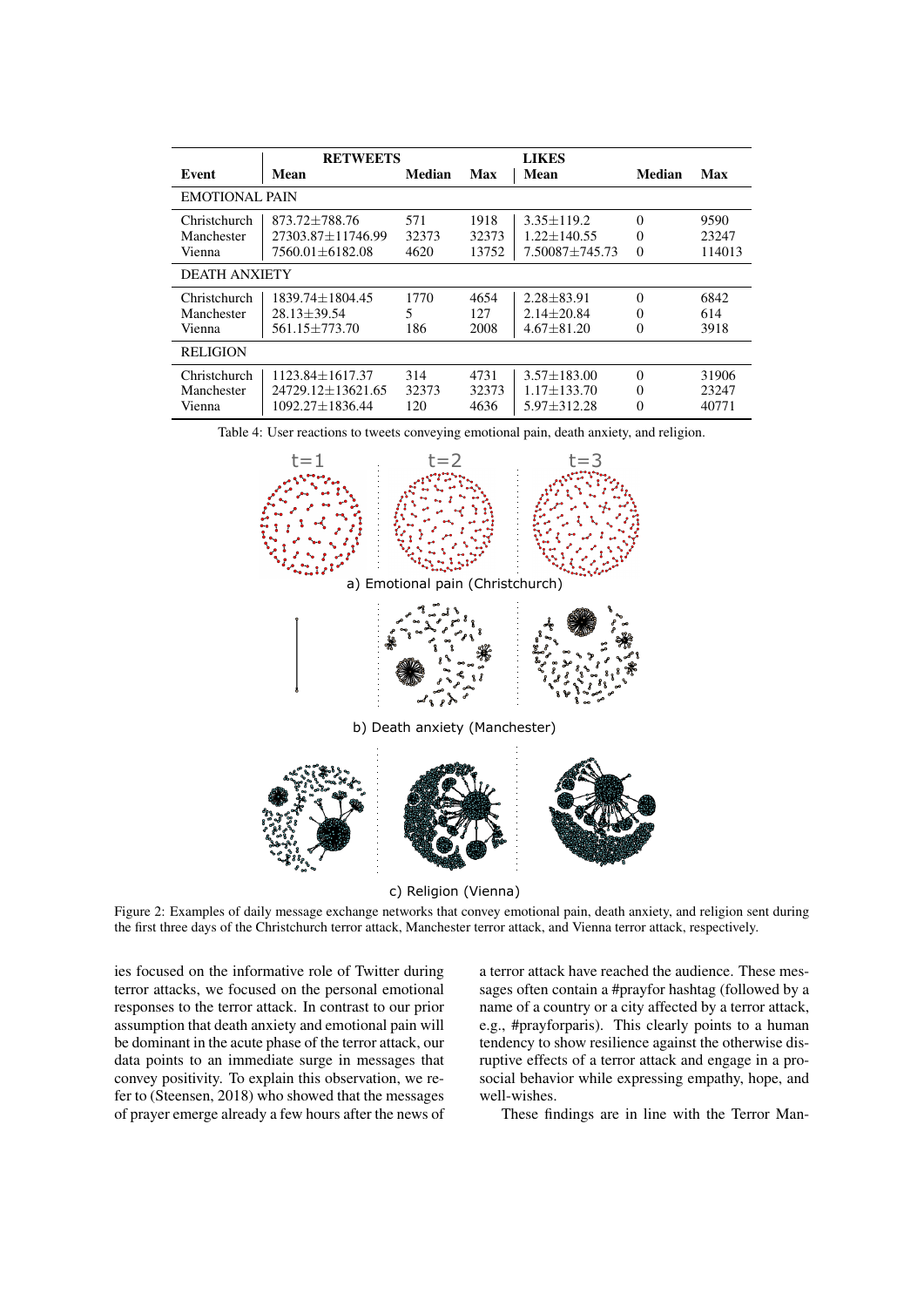| Event | RETWEETS Mean | Median | Max | LIKES Mean | Median | Max |
|---|---|---|---|---|---|---|
| EMOTIONAL PAIN | | | | | | |
| Christchurch | 873.72±788.76 | 571 | 1918 | 3.35±119.2 | 0 | 9590 |
| Manchester | 27303.87±11746.99 | 32373 | 32373 | 1.22±140.55 | 0 | 23247 |
| Vienna | 7560.01±6182.08 | 4620 | 13752 | 7.50087±745.73 | 0 | 114013 |
| DEATH ANXIETY | | | | | | |
| Christchurch | 1839.74±1804.45 | 1770 | 4654 | 2.28±83.91 | 0 | 6842 |
| Manchester | 28.13±39.54 | 5 | 127 | 2.14±20.84 | 0 | 614 |
| Vienna | 561.15±773.70 | 186 | 2008 | 4.67±81.20 | 0 | 3918 |
| RELIGION | | | | | | |
| Christchurch | 1123.84±1617.37 | 314 | 4731 | 3.57±183.00 | 0 | 31906 |
| Manchester | 24729.12±13621.65 | 32373 | 32373 | 1.17±133.70 | 0 | 23247 |
| Vienna | 1092.27±1836.44 | 120 | 4636 | 5.97±312.28 | 0 | 40771 |

Table 4: User reactions to tweets conveying emotional pain, death anxiety, and religion.

t=1 t=2 t=3

a) Emotional pain (Christchurch)

b) Death anxiety (Manchester)

c) Religion (Vienna)

Figure 2: Examples of daily message exchange networks that convey emotional pain, death anxiety, and religion sent during the first three days of the Christchurch terror attack, Manchester terror attack, and Vienna terror attack, respectively.

ies focused on the informative role of Twitter during terror attacks, we focused on the personal emotional responses to the terror attack. In contrast to our prior assumption that death anxiety and emotional pain will be dominant in the acute phase of the terror attack, our data points to an immediate surge in messages that convey positivity. To explain this observation, we refer to (Steensen, 2018) who showed that the messages of prayer emerge already a few hours after the news of a terror attack have reached the audience. These messages often contain a #prayfor hashtag (followed by a name of a country or a city affected by a terror attack, e.g., #prayforparis). This clearly points to a human tendency to show resilience against the otherwise disruptive effects of a terror attack and engage in a prosocial behavior while expressing empathy, hope, and well-wishes.

These findings are in line with the Terror Man-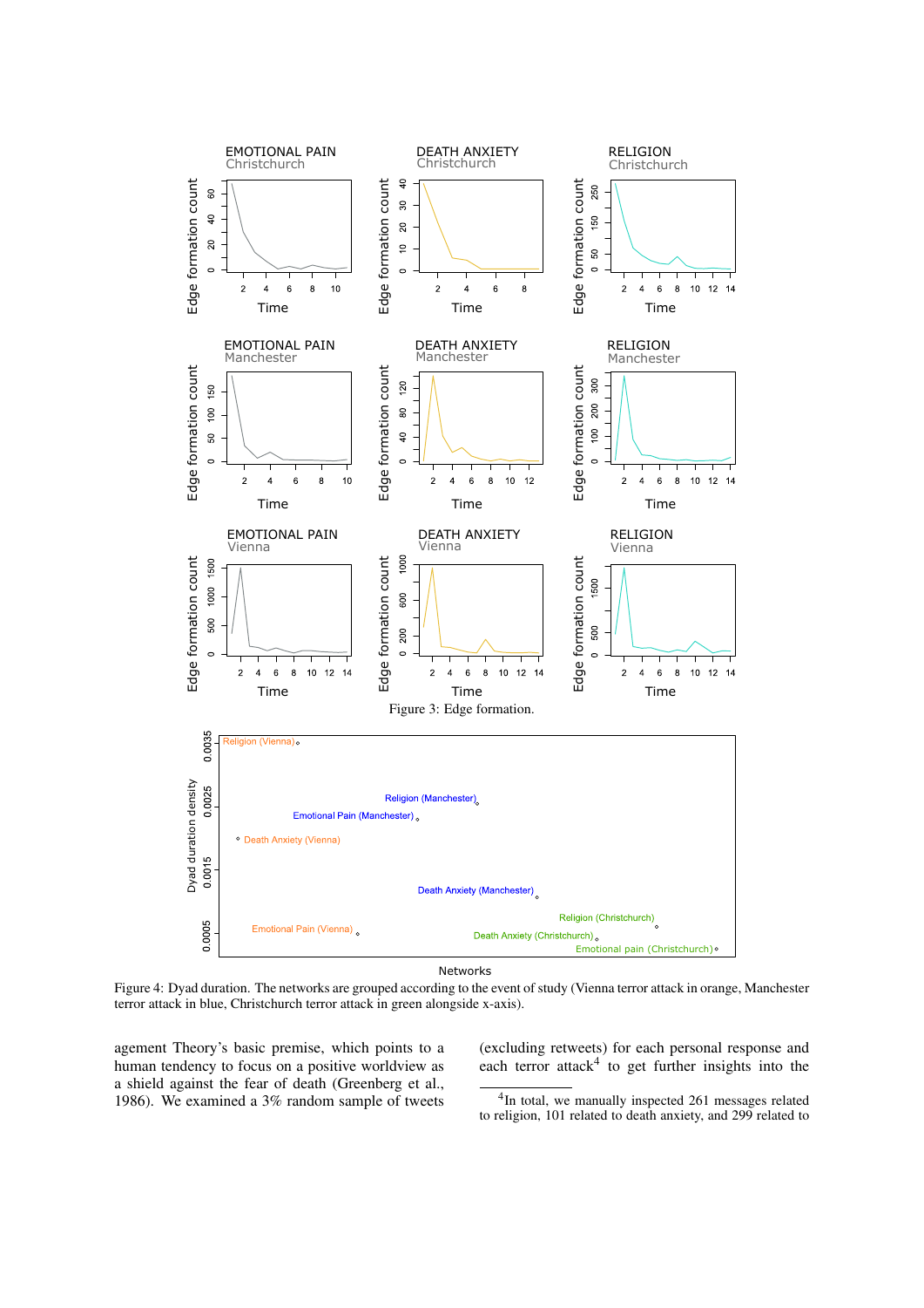Figure 3: Edge formation.

Figure 4: Dyad duration. The networks are grouped according to the event of study (Vienna terror attack in orange, Manchester terror attack in blue, Christchurch terror attack in green alongside x-axis).

agement Theory's basic premise, which points to a human tendency to focus on a positive worldview as a shield against the fear of death (Greenberg et al., 1986). We examined a 3% random sample of tweets (excluding retweets) for each personal response and each terror attack[4] to get further insights into the

[4]In total, we manually inspected 261 messages related to religion, 101 related to death anxiety, and 299 related to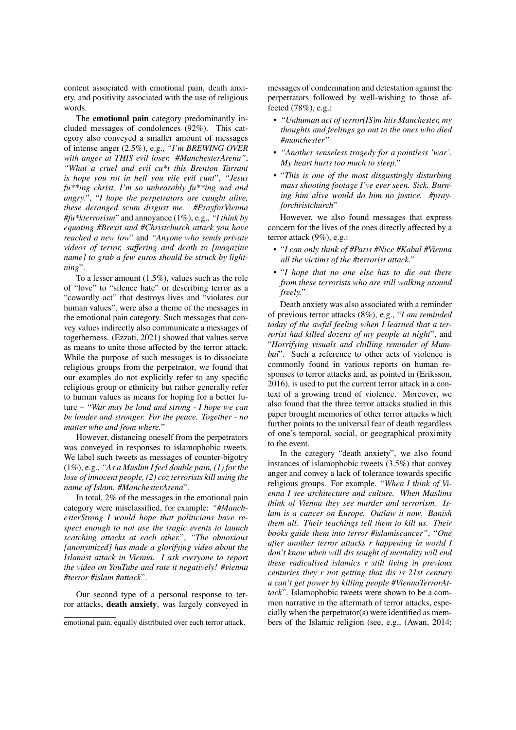content associated with emotional pain, death anxiety, and positivity associated with the use of religious words.

The **emotional pain** category predominantly included messages of condolences (92%). This category also conveyed a smaller amount of messages of intense anger (2.5%), e.g., *"I'm BREWING OVER with anger at THIS evil loser. #ManchesterArena"*, *"What a cruel and evil cu*t this Brenton Tarrant is hope you rot in hell you vile evil cunt*", *"Jesus fu**ing christ, I'm so unbearably fu**ing sad and angry."*, "*I hope the perpetrators are caught alive, these deranged scum disgust me. #PrayforVienna #fu*kterrorism*" and annoyance (1%), e.g., *"I think by equating #Brexit and #Christchurch attack you have reached a new low*" and *"Anyone who sends private videos of terror, suffering and death to [magazine name] to grab a few euros should be struck by lightning*".

To a lesser amount (1.5%), values such as the role of "love" to "silence hate" or describing terror as a "cowardly act" that destroys lives and "violates our human values", were also a theme of the messages in the emotional pain category. Such messages that convey values indirectly also communicate a messages of togetherness. (Ezzati, 2021) showed that values serve as means to unite those affected by the terror attack. While the purpose of such messages is to dissociate religious groups from the perpetrator, we found that our examples do not explicitly refer to any specific religious group or ethnicity but rather generally refer to human values as means for hoping for a better future – *"War may be loud and strong - I hope we can be louder and stronger. For the peace. Together - no matter who and from where.*"

However, distancing oneself from the perpetrators was conveyed in responses to islamophobic tweets. We label such tweets as messages of counter-bigotry (1%), e.g., *"As a Muslim I feel double pain, (1) for the lose of innocent people, (2) coz terrorists kill using the name of Islam. #ManchesterArena*".

In total, 2% of the messages in the emotional pain category were misclassified, for example: *"#ManchesterStrong I would hope that politicians have respect enough to not use the tragic events to launch scatching attacks at each other.*", *"The obnoxious [anonymized] has made a glorifying video about the Islamist attack in Vienna. I ask everyone to report the video on YouTube and rate it negatively! #vienna #terror #islam #attack*".

Our second type of a personal response to terror attacks, **death anxiety**, was largely conveyed in messages of condemnation and detestation against the perpetrators followed by well-wishing to those affected (78%), e.g.:

- *"Unhuman act of terror(IS)m hits Manchester, my thoughts and feelings go out to the ones who died #manchester"*
- *"Another senseless tragedy for a pointless 'war'. My heart hurts too much to sleep."*
- "*This is one of the most disgustingly disturbing mass shooting footage I've ever seen. Sick. Burning him alive would do him no justice. #prayforchristchurch*"

However, we also found messages that express concern for the lives of the ones directly affected by a terror attack (9%), e.g.:

- "*I can only think of #Paris #Nice #Kabul #Vienna all the victims of the #terrorist attack.*"
- "*I hope that no one else has to die out there from these terrorists who are still walking around freely.*"

Death anxiety was also associated with a reminder of previous terror attacks (8%), e.g., "*I am reminded today of the awful feeling when I learned that a terrorist had killed dozens of my people at night*", and "*Horrifying visuals and chilling reminder of Mumbai*". Such a reference to other acts of violence is commonly found in various reports on human responses to terror attacks and, as pointed in (Eriksson, 2016), is used to put the current terror attack in a context of a growing trend of violence. Moreover, we also found that the three terror attacks studied in this paper brought memories of other terror attacks which further points to the universal fear of death regardless of one's temporal, social, or geographical proximity to the event.

In the category "death anxiety", we also found instances of islamophobic tweets (3.5%) that convey anger and convey a lack of tolerance towards specific religious groups. For example, *"When I think of Vienna I see architecture and culture. When Muslims think of Vienna they see murder and terrorism. Islam is a cancer on Europe. Outlaw it now. Banish them all. Their teachings tell them to kill us. Their books guide them into terror #islamiscancer"*, *"One after another terror attacks r happening in world I don't know when will dis sought of mentality will end these radicalised islamics r still living in previous centuries they r not getting that dis is 21st century u can't get power by killing people #ViennaTerrorAttack*". Islamophobic tweets were shown to be a common narrative in the aftermath of terror attacks, especially when the perpetrator(s) were identified as members of the Islamic religion (see, e.g., (Awan, 2014;

emotional pain, equally distributed over each terror attack.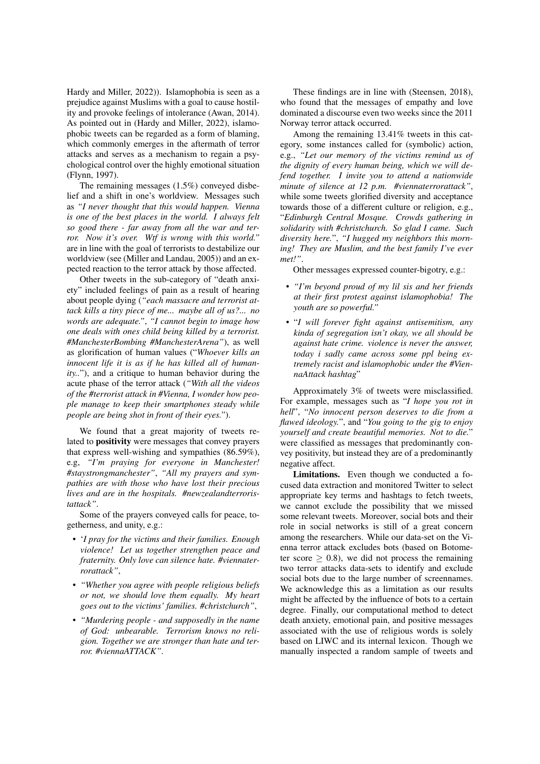Hardy and Miller, 2022)). Islamophobia is seen as a prejudice against Muslims with a goal to cause hostility and provoke feelings of intolerance (Awan, 2014). As pointed out in (Hardy and Miller, 2022), islamophobic tweets can be regarded as a form of blaming, which commonly emerges in the aftermath of terror attacks and serves as a mechanism to regain a psychological control over the highly emotional situation (Flynn, 1997).

The remaining messages (1.5%) conveyed disbelief and a shift in one's worldview. Messages such as *"I never thought that this would happen. Vienna is one of the best places in the world. I always felt so good there - far away from all the war and terror. Now it's over. Wtf is wrong with this world."* are in line with the goal of terrorists to destabilize our worldview (see (Miller and Landau, 2005)) and an expected reaction to the terror attack by those affected.

Other tweets in the sub-category of "death anxiety" included feelings of pain as a result of hearing about people dying (*"each massacre and terrorist attack kills a tiny piece of me... maybe all of us?... no words are adequate."*, *"I cannot begin to image how one deals with ones child being killed by a terrorist. #ManchesterBombing #ManchesterArena"*), as well as glorification of human values ("*Whoever kills an innocent life it is as if he has killed all of humanity..*"), and a critique to human behavior during the acute phase of the terror attack (*"With all the videos of the #terrorist attack in #Vienna, I wonder how people manage to keep their smartphones steady while people are being shot in front of their eyes."*).

We found that a great majority of tweets related to **positivity** were messages that convey prayers that express well-wishing and sympathies (86.59%), e.g, *"I'm praying for everyone in Manchester! #staystrongmanchester"*, *"All my prayers and sympathies are with those who have lost their precious lives and are in the hospitals. #newzealandterroristattack"*.

Some of the prayers conveyed calls for peace, togetherness, and unity, e.g.:

- *'I pray for the victims and their families. Enough violence! Let us together strengthen peace and fraternity. Only love can silence hate. #viennaterrorattack"*,
- *"Whether you agree with people religious beliefs or not, we should love them equally. My heart goes out to the victims' families. #christchurch"*,
- *"Murdering people - and supposedly in the name of God: unbearable. Terrorism knows no religion. Together we are stronger than hate and terror. #viennaATTACK"*.

These findings are in line with (Steensen, 2018), who found that the messages of empathy and love dominated a discourse even two weeks since the 2011 Norway terror attack occurred.

Among the remaining 13.41% tweets in this category, some instances called for (symbolic) action, e.g., *"Let our memory of the victims remind us of the dignity of every human being, which we will defend together. I invite you to attend a nationwide minute of silence at 12 p.m. #viennaterrorattack"*, while some tweets glorified diversity and acceptance towards those of a different culture or religion, e.g., "*Edinburgh Central Mosque. Crowds gathering in solidarity with #christchurch. So glad I came. Such diversity here.*", *"I hugged my neighbors this morning! They are Muslim, and the best family I've ever met!"*.

Other messages expressed counter-bigotry, e.g.:

- *"I'm beyond proud of my lil sis and her friends at their first protest against islamophobia! The youth are so powerful."*
- "*I will forever fight against antisemitism, any kinda of segregation isn't okay, we all should be against hate crime. violence is never the answer, today i sadly came across some ppl being extremely racist and islamophobic under the #ViennaAttack hashtag*"

Approximately 3% of tweets were misclassified. For example, messages such as "*I hope you rot in hell*", "*No innocent person deserves to die from a flawed ideology.*", and "*You going to the gig to enjoy yourself and create beautiful memories. Not to die.*" were classified as messages that predominantly convey positivity, but instead they are of a predominantly negative affect.

**Limitations.** Even though we conducted a focused data extraction and monitored Twitter to select appropriate key terms and hashtags to fetch tweets, we cannot exclude the possibility that we missed some relevant tweets. Moreover, social bots and their role in social networks is still of a great concern among the researchers. While our data-set on the Vienna terror attack excludes bots (based on Botometer score $\geq 0.8$), we did not process the remaining two terror attacks data-sets to identify and exclude social bots due to the large number of screennames. We acknowledge this as a limitation as our results might be affected by the influence of bots to a certain degree. Finally, our computational method to detect death anxiety, emotional pain, and positive messages associated with the use of religious words is solely based on LIWC and its internal lexicon. Though we manually inspected a random sample of tweets and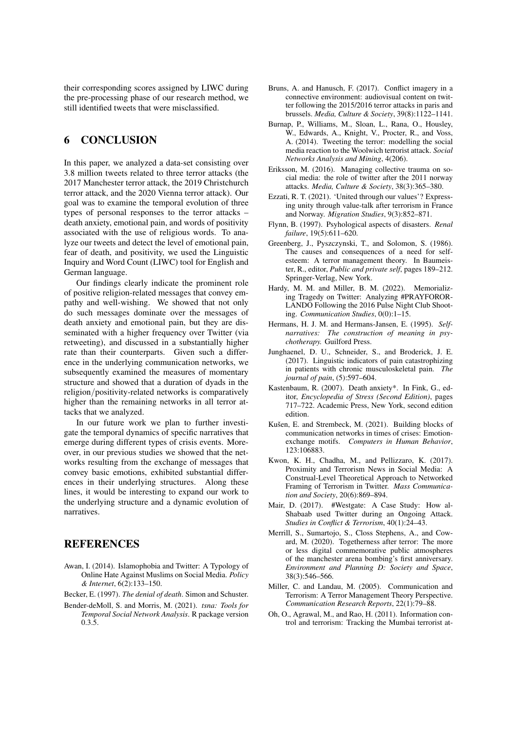their corresponding scores assigned by LIWC during the pre-processing phase of our research method, we still identified tweets that were misclassified.

## 6 CONCLUSION

In this paper, we analyzed a data-set consisting over 3.8 million tweets related to three terror attacks (the 2017 Manchester terror attack, the 2019 Christchurch terror attack, and the 2020 Vienna terror attack). Our goal was to examine the temporal evolution of three types of personal responses to the terror attacks – death anxiety, emotional pain, and words of positivity associated with the use of religious words. To analyze our tweets and detect the level of emotional pain, fear of death, and positivity, we used the Linguistic Inquiry and Word Count (LIWC) tool for English and German language.

Our findings clearly indicate the prominent role of positive religion-related messages that convey empathy and well-wishing. We showed that not only do such messages dominate over the messages of death anxiety and emotional pain, but they are disseminated with a higher frequency over Twitter (via retweeting), and discussed in a substantially higher rate than their counterparts. Given such a difference in the underlying communication networks, we subsequently examined the measures of momentary structure and showed that a duration of dyads in the religion/positivity-related networks is comparatively higher than the remaining networks in all terror attacks that we analyzed.

In our future work we plan to further investigate the temporal dynamics of specific narratives that emerge during different types of crisis events. Moreover, in our previous studies we showed that the networks resulting from the exchange of messages that convey basic emotions, exhibited substantial differences in their underlying structures. Along these lines, it would be interesting to expand our work to the underlying structure and a dynamic evolution of narratives.

## REFERENCES

Awan, I. (2014). Islamophobia and Twitter: A Typology of Online Hate Against Muslims on Social Media. *Policy & Internet*, 6(2):133–150.

Becker, E. (1997). *The denial of death*. Simon and Schuster.

Bender-deMoll, S. and Morris, M. (2021). *tsna: Tools for Temporal Social Network Analysis*. R package version 0.3.5.

Bruns, A. and Hanusch, F. (2017). Conflict imagery in a connective environment: audiovisual content on twitter following the 2015/2016 terror attacks in paris and brussels. *Media, Culture & Society*, 39(8):1122–1141.

Burnap, P., Williams, M., Sloan, L., Rana, O., Housley, W., Edwards, A., Knight, V., Procter, R., and Voss, A. (2014). Tweeting the terror: modelling the social media reaction to the Woolwich terrorist attack. *Social Networks Analysis and Mining*, 4(206).

Eriksson, M. (2016). Managing collective trauma on social media: the role of twitter after the 2011 norway attacks. *Media, Culture & Society*, 38(3):365–380.

Ezzati, R. T. (2021). 'United through our values'? Expressing unity through value-talk after terrorism in France and Norway. *Migration Studies*, 9(3):852–871.

Flynn, B. (1997). Psyhological aspects of disasters. *Renal failure*, 19(5):611–620.

Greenberg, J., Pyszczynski, T., and Solomon, S. (1986). The causes and consequences of a need for self-esteem: A terror management theory. In Baumeister, R., editor, *Public and private self*, pages 189–212. Springer-Verlag, New York.

Hardy, M. M. and Miller, B. M. (2022). Memorializing Tragedy on Twitter: Analyzing #PRAYFORORLANDO Following the 2016 Pulse Night Club Shooting. *Communication Studies*, 0(0):1–15.

Hermans, H. J. M. and Hermans-Jansen, E. (1995). *Self-narratives: The construction of meaning in psychotherapy.* Guilford Press.

Junghaenel, D. U., Schneider, S., and Broderick, J. E. (2017). Linguistic indicators of pain catastrophizing in patients with chronic musculoskeletal pain. *The journal of pain*, (5):597–604.

Kastenbaum, R. (2007). Death anxiety*. In Fink, G., editor, *Encyclopedia of Stress (Second Edition)*, pages 717–722. Academic Press, New York, second edition edition.

Kušen, E. and Strembeck, M. (2021). Building blocks of communication networks in times of crises: Emotion-exchange motifs. *Computers in Human Behavior*, 123:106883.

Kwon, K. H., Chadha, M., and Pellizzaro, K. (2017). Proximity and Terrorism News in Social Media: A Construal-Level Theoretical Approach to Networked Framing of Terrorism in Twitter. *Mass Communication and Society*, 20(6):869–894.

Mair, D. (2017). #Westgate: A Case Study: How al-Shabaab used Twitter during an Ongoing Attack. *Studies in Conflict & Terrorism*, 40(1):24–43.

Merrill, S., Sumartojo, S., Closs Stephens, A., and Coward, M. (2020). Togetherness after terror: The more or less digital commemorative public atmospheres of the manchester arena bombing's first anniversary. *Environment and Planning D: Society and Space*, 38(3):546–566.

Miller, C. and Landau, M. (2005). Communication and Terrorism: A Terror Management Theory Perspective. *Communication Research Reports*, 22(1):79–88.

Oh, O., Agrawal, M., and Rao, H. (2011). Information control and terrorism: Tracking the Mumbai terrorist at-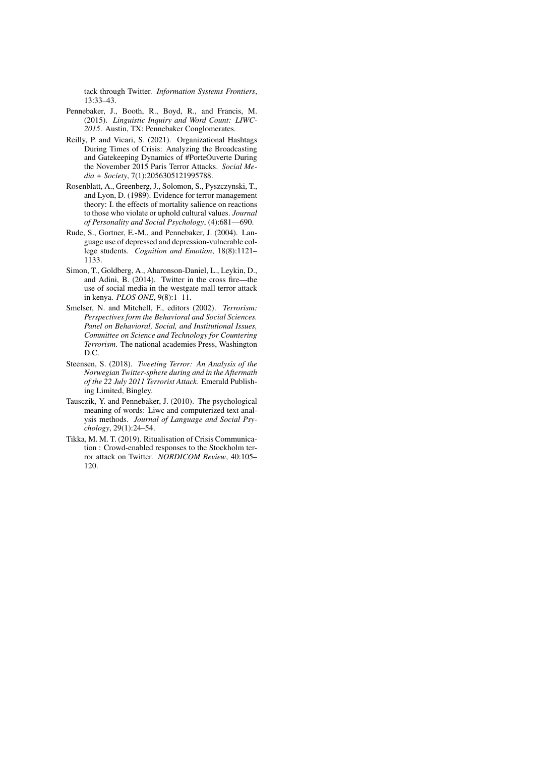tack through Twitter. *Information Systems Frontiers*, 13:33–43.

Pennebaker, J., Booth, R., Boyd, R., and Francis, M. (2015). *Linguistic Inquiry and Word Count: LIWC-2015*. Austin, TX: Pennebaker Conglomerates.

Reilly, P. and Vicari, S. (2021). Organizational Hashtags During Times of Crisis: Analyzing the Broadcasting and Gatekeeping Dynamics of #PorteOuverte During the November 2015 Paris Terror Attacks. *Social Media + Society*, 7(1):2056305121995788.

Rosenblatt, A., Greenberg, J., Solomon, S., Pyszczynski, T., and Lyon, D. (1989). Evidence for terror management theory: I. the effects of mortality salience on reactions to those who violate or uphold cultural values. *Journal of Personality and Social Psychology*, (4):681—690.

Rude, S., Gortner, E.-M., and Pennebaker, J. (2004). Language use of depressed and depression-vulnerable college students. *Cognition and Emotion*, 18(8):1121–1133.

Simon, T., Goldberg, A., Aharonson-Daniel, L., Leykin, D., and Adini, B. (2014). Twitter in the cross fire—the use of social media in the westgate mall terror attack in kenya. *PLOS ONE*, 9(8):1–11.

Smelser, N. and Mitchell, F., editors (2002). *Terrorism: Perspectives form the Behavioral and Social Sciences. Panel on Behavioral, Social, and Institutional Issues, Committee on Science and Technology for Countering Terrorism*. The national academies Press, Washington D.C.

Steensen, S. (2018). *Tweeting Terror: An Analysis of the Norwegian Twitter-sphere during and in the Aftermath of the 22 July 2011 Terrorist Attack*. Emerald Publishing Limited, Bingley.

Tausczik, Y. and Pennebaker, J. (2010). The psychological meaning of words: Liwc and computerized text analysis methods. *Journal of Language and Social Psychology*, 29(1):24–54.

Tikka, M. M. T. (2019). Ritualisation of Crisis Communication : Crowd-enabled responses to the Stockholm terror attack on Twitter. *NORDICOM Review*, 40:105–120.